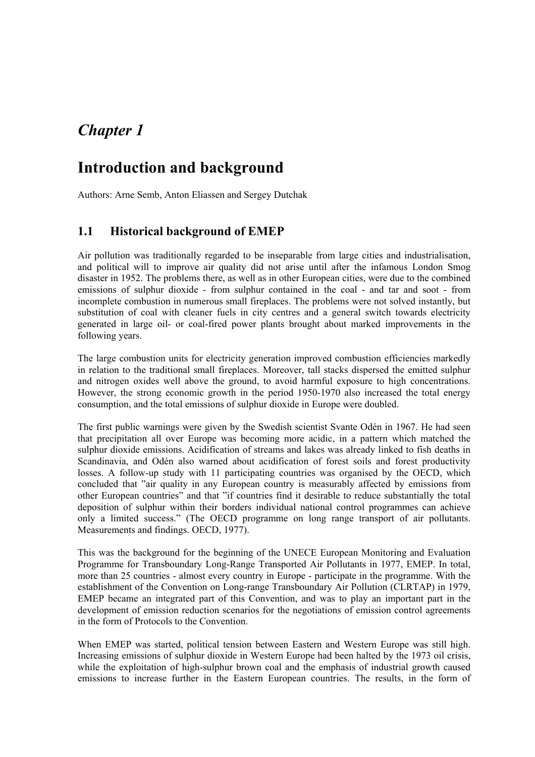# *Chapter 1*

# Introduction and background

Authors: Arne Semb, Anton Eliassen and Sergey Dutchak

## 1.1 Historical background of EMEP

Air pollution was traditionally regarded to be inseparable from large cities and industrialisation, and political will to improve air quality did not arise until after the infamous London Smog disaster in 1952. The problems there, as well as in other European cities, were due to the combined emissions of sulphur dioxide - from sulphur contained in the coal - and tar and soot - from incomplete combustion in numerous small fireplaces. The problems were not solved instantly, but substitution of coal with cleaner fuels in city centres and a general switch towards electricity generated in large oil- or coal-fired power plants brought about marked improvements in the following years.

The large combustion units for electricity generation improved combustion efficiencies markedly in relation to the traditional small fireplaces. Moreover, tall stacks dispersed the emitted sulphur and nitrogen oxides well above the ground, to avoid harmful exposure to high concentrations. However, the strong economic growth in the period 1950-1970 also increased the total energy consumption, and the total emissions of sulphur dioxide in Europe were doubled.

The first public warnings were given by the Swedish scientist Svante Odén in 1967. He had seen that precipitation all over Europe was becoming more acidic, in a pattern which matched the sulphur dioxide emissions. Acidification of streams and lakes was already linked to fish deaths in Scandinavia, and Odén also warned about acidification of forest soils and forest productivity losses. A follow-up study with 11 participating countries was organised by the OECD, which concluded that "air quality in any European country is measurably affected by emissions from other European countries" and that "if countries find it desirable to reduce substantially the total deposition of sulphur within their borders individual national control programmes can achieve only a limited success." (The OECD programme on long range transport of air pollutants. Measurements and findings. OECD, 1977).

This was the background for the beginning of the UNECE European Monitoring and Evaluation Programme for Transboundary Long-Range Transported Air Pollutants in 1977, EMEP. In total, more than 25 countries - almost every country in Europe - participate in the programme. With the establishment of the Convention on Long-range Transboundary Air Pollution (CLRTAP) in 1979, EMEP became an integrated part of this Convention, and was to play an important part in the development of emission reduction scenarios for the negotiations of emission control agreements in the form of Protocols to the Convention.

When EMEP was started, political tension between Eastern and Western Europe was still high. Increasing emissions of sulphur dioxide in Western Europe had been halted by the 1973 oil crisis, while the exploitation of high-sulphur brown coal and the emphasis of industrial growth caused emissions to increase further in the Eastern European countries. The results, in the form of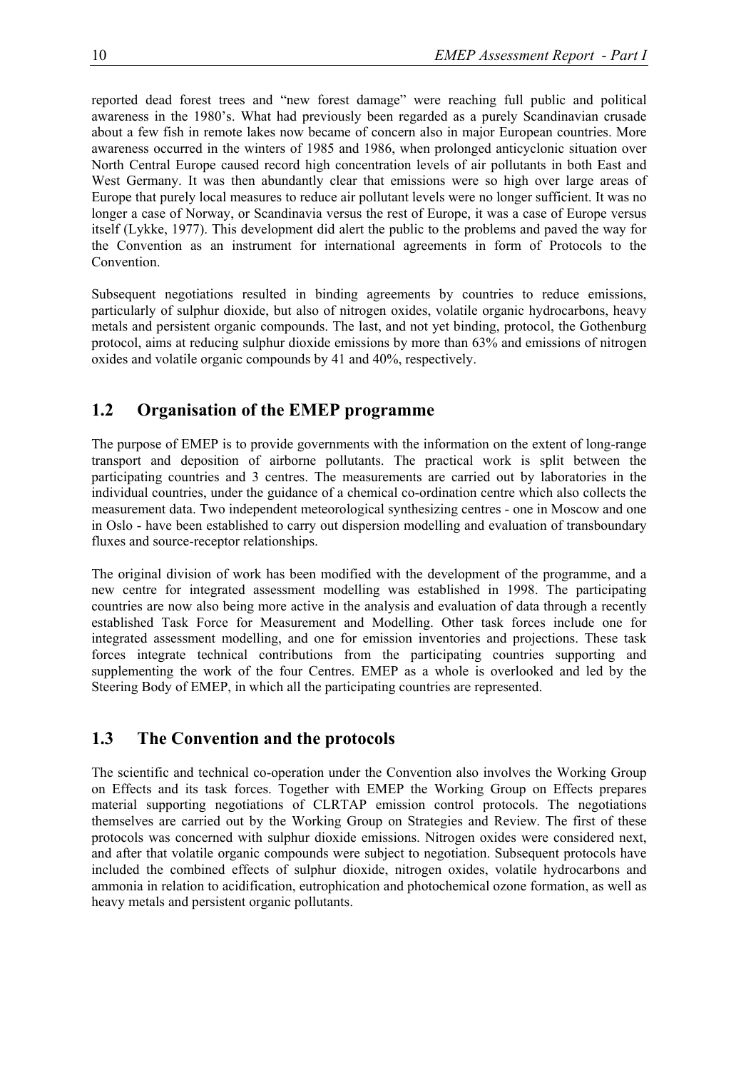reported dead forest trees and "new forest damage" were reaching full public and political awareness in the 1980's. What had previously been regarded as a purely Scandinavian crusade about a few fish in remote lakes now became of concern also in major European countries. More awareness occurred in the winters of 1985 and 1986, when prolonged anticyclonic situation over North Central Europe caused record high concentration levels of air pollutants in both East and West Germany. It was then abundantly clear that emissions were so high over large areas of Europe that purely local measures to reduce air pollutant levels were no longer sufficient. It was no longer a case of Norway, or Scandinavia versus the rest of Europe, it was a case of Europe versus itself (Lykke, 1977). This development did alert the public to the problems and paved the way for the Convention as an instrument for international agreements in form of Protocols to the Convention.

Subsequent negotiations resulted in binding agreements by countries to reduce emissions, particularly of sulphur dioxide, but also of nitrogen oxides, volatile organic hydrocarbons, heavy metals and persistent organic compounds. The last, and not yet binding, protocol, the Gothenburg protocol, aims at reducing sulphur dioxide emissions by more than 63% and emissions of nitrogen oxides and volatile organic compounds by 41 and 40%, respectively.

## 1.2 Organisation of the EMEP programme

The purpose of EMEP is to provide governments with the information on the extent of long-range transport and deposition of airborne pollutants. The practical work is split between the participating countries and 3 centres. The measurements are carried out by laboratories in the individual countries, under the guidance of a chemical co-ordination centre which also collects the measurement data. Two independent meteorological synthesizing centres - one in Moscow and one in Oslo - have been established to carry out dispersion modelling and evaluation of transboundary fluxes and source-receptor relationships.

The original division of work has been modified with the development of the programme, and a new centre for integrated assessment modelling was established in 1998. The participating countries are now also being more active in the analysis and evaluation of data through a recently established Task Force for Measurement and Modelling. Other task forces include one for integrated assessment modelling, and one for emission inventories and projections. These task forces integrate technical contributions from the participating countries supporting and supplementing the work of the four Centres. EMEP as a whole is overlooked and led by the Steering Body of EMEP, in which all the participating countries are represented.

## 1.3 The Convention and the protocols

The scientific and technical co-operation under the Convention also involves the Working Group on Effects and its task forces. Together with EMEP the Working Group on Effects prepares material supporting negotiations of CLRTAP emission control protocols. The negotiations themselves are carried out by the Working Group on Strategies and Review. The first of these protocols was concerned with sulphur dioxide emissions. Nitrogen oxides were considered next, and after that volatile organic compounds were subject to negotiation. Subsequent protocols have included the combined effects of sulphur dioxide, nitrogen oxides, volatile hydrocarbons and ammonia in relation to acidification, eutrophication and photochemical ozone formation, as well as heavy metals and persistent organic pollutants.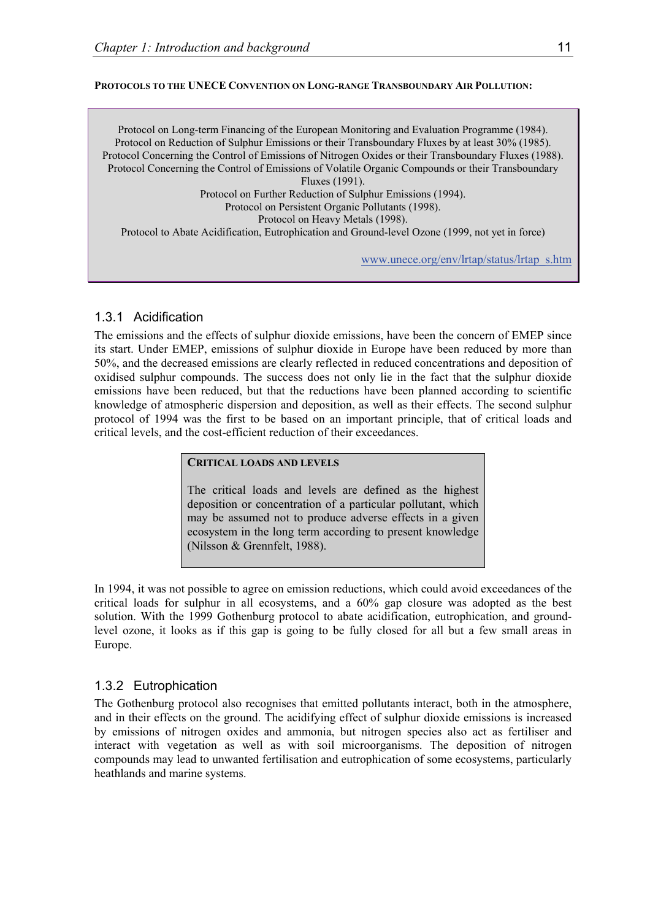**PROTOCOLS TO THE UNECE CONVENTION ON LONG-RANGE TRANSBOUNDARY AIR POLLUTION:**

Protocol on Long-term Financing of the European Monitoring and Evaluation Programme (1984).
Protocol on Reduction of Sulphur Emissions or their Transboundary Fluxes by at least 30% (1985).
Protocol Concerning the Control of Emissions of Nitrogen Oxides or their Transboundary Fluxes (1988).
Protocol Concerning the Control of Emissions of Volatile Organic Compounds or their Transboundary Fluxes (1991).
Protocol on Further Reduction of Sulphur Emissions (1994).
Protocol on Persistent Organic Pollutants (1998).
Protocol on Heavy Metals (1998).
Protocol to Abate Acidification, Eutrophication and Ground-level Ozone (1999, not yet in force)

www.unece.org/env/lrtap/status/lrtap_s.htm

### 1.3.1 Acidification

The emissions and the effects of sulphur dioxide emissions, have been the concern of EMEP since its start. Under EMEP, emissions of sulphur dioxide in Europe have been reduced by more than 50%, and the decreased emissions are clearly reflected in reduced concentrations and deposition of oxidised sulphur compounds. The success does not only lie in the fact that the sulphur dioxide emissions have been reduced, but that the reductions have been planned according to scientific knowledge of atmospheric dispersion and deposition, as well as their effects. The second sulphur protocol of 1994 was the first to be based on an important principle, that of critical loads and critical levels, and the cost-efficient reduction of their exceedances.

**CRITICAL LOADS AND LEVELS**

The critical loads and levels are defined as the highest deposition or concentration of a particular pollutant, which may be assumed not to produce adverse effects in a given ecosystem in the long term according to present knowledge (Nilsson & Grennfelt, 1988).

In 1994, it was not possible to agree on emission reductions, which could avoid exceedances of the critical loads for sulphur in all ecosystems, and a 60% gap closure was adopted as the best solution. With the 1999 Gothenburg protocol to abate acidification, eutrophication, and ground-level ozone, it looks as if this gap is going to be fully closed for all but a few small areas in Europe.

### 1.3.2 Eutrophication

The Gothenburg protocol also recognises that emitted pollutants interact, both in the atmosphere, and in their effects on the ground. The acidifying effect of sulphur dioxide emissions is increased by emissions of nitrogen oxides and ammonia, but nitrogen species also act as fertiliser and interact with vegetation as well as with soil microorganisms. The deposition of nitrogen compounds may lead to unwanted fertilisation and eutrophication of some ecosystems, particularly heathlands and marine systems.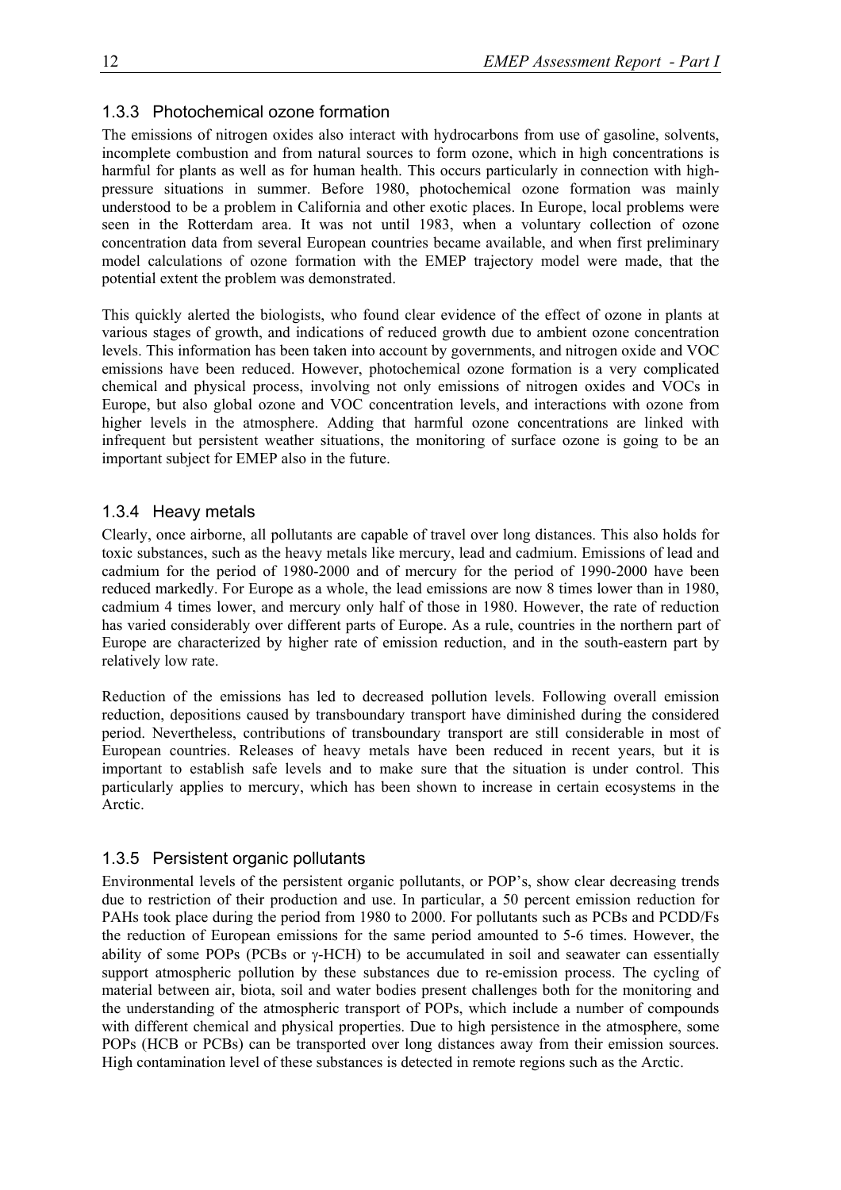### 1.3.3 Photochemical ozone formation

The emissions of nitrogen oxides also interact with hydrocarbons from use of gasoline, solvents, incomplete combustion and from natural sources to form ozone, which in high concentrations is harmful for plants as well as for human health. This occurs particularly in connection with high-pressure situations in summer. Before 1980, photochemical ozone formation was mainly understood to be a problem in California and other exotic places. In Europe, local problems were seen in the Rotterdam area. It was not until 1983, when a voluntary collection of ozone concentration data from several European countries became available, and when first preliminary model calculations of ozone formation with the EMEP trajectory model were made, that the potential extent the problem was demonstrated.

This quickly alerted the biologists, who found clear evidence of the effect of ozone in plants at various stages of growth, and indications of reduced growth due to ambient ozone concentration levels. This information has been taken into account by governments, and nitrogen oxide and VOC emissions have been reduced. However, photochemical ozone formation is a very complicated chemical and physical process, involving not only emissions of nitrogen oxides and VOCs in Europe, but also global ozone and VOC concentration levels, and interactions with ozone from higher levels in the atmosphere. Adding that harmful ozone concentrations are linked with infrequent but persistent weather situations, the monitoring of surface ozone is going to be an important subject for EMEP also in the future.

### 1.3.4 Heavy metals

Clearly, once airborne, all pollutants are capable of travel over long distances. This also holds for toxic substances, such as the heavy metals like mercury, lead and cadmium. Emissions of lead and cadmium for the period of 1980-2000 and of mercury for the period of 1990-2000 have been reduced markedly. For Europe as a whole, the lead emissions are now 8 times lower than in 1980, cadmium 4 times lower, and mercury only half of those in 1980. However, the rate of reduction has varied considerably over different parts of Europe. As a rule, countries in the northern part of Europe are characterized by higher rate of emission reduction, and in the south-eastern part by relatively low rate.

Reduction of the emissions has led to decreased pollution levels. Following overall emission reduction, depositions caused by transboundary transport have diminished during the considered period. Nevertheless, contributions of transboundary transport are still considerable in most of European countries. Releases of heavy metals have been reduced in recent years, but it is important to establish safe levels and to make sure that the situation is under control. This particularly applies to mercury, which has been shown to increase in certain ecosystems in the Arctic.

### 1.3.5 Persistent organic pollutants

Environmental levels of the persistent organic pollutants, or POP's, show clear decreasing trends due to restriction of their production and use. In particular, a 50 percent emission reduction for PAHs took place during the period from 1980 to 2000. For pollutants such as PCBs and PCDD/Fs the reduction of European emissions for the same period amounted to 5-6 times. However, the ability of some POPs (PCBs or $\gamma$-HCH) to be accumulated in soil and seawater can essentially support atmospheric pollution by these substances due to re-emission process. The cycling of material between air, biota, soil and water bodies present challenges both for the monitoring and the understanding of the atmospheric transport of POPs, which include a number of compounds with different chemical and physical properties. Due to high persistence in the atmosphere, some POPs (HCB or PCBs) can be transported over long distances away from their emission sources. High contamination level of these substances is detected in remote regions such as the Arctic.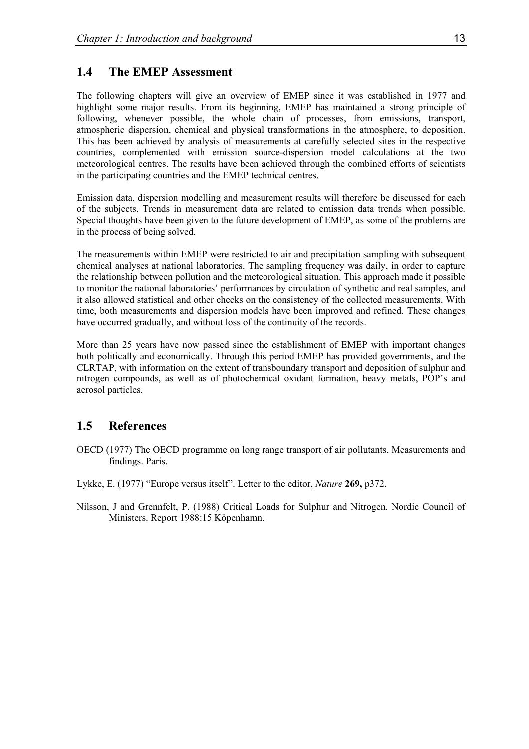## 1.4 The EMEP Assessment

The following chapters will give an overview of EMEP since it was established in 1977 and highlight some major results. From its beginning, EMEP has maintained a strong principle of following, whenever possible, the whole chain of processes, from emissions, transport, atmospheric dispersion, chemical and physical transformations in the atmosphere, to deposition. This has been achieved by analysis of measurements at carefully selected sites in the respective countries, complemented with emission source-dispersion model calculations at the two meteorological centres. The results have been achieved through the combined efforts of scientists in the participating countries and the EMEP technical centres.

Emission data, dispersion modelling and measurement results will therefore be discussed for each of the subjects. Trends in measurement data are related to emission data trends when possible. Special thoughts have been given to the future development of EMEP, as some of the problems are in the process of being solved.

The measurements within EMEP were restricted to air and precipitation sampling with subsequent chemical analyses at national laboratories. The sampling frequency was daily, in order to capture the relationship between pollution and the meteorological situation. This approach made it possible to monitor the national laboratories' performances by circulation of synthetic and real samples, and it also allowed statistical and other checks on the consistency of the collected measurements. With time, both measurements and dispersion models have been improved and refined. These changes have occurred gradually, and without loss of the continuity of the records.

More than 25 years have now passed since the establishment of EMEP with important changes both politically and economically. Through this period EMEP has provided governments, and the CLRTAP, with information on the extent of transboundary transport and deposition of sulphur and nitrogen compounds, as well as of photochemical oxidant formation, heavy metals, POP's and aerosol particles.

## 1.5 References

OECD (1977) The OECD programme on long range transport of air pollutants. Measurements and findings. Paris.

Lykke, E. (1977) "Europe versus itself". Letter to the editor, *Nature* **269,** p372.

Nilsson, J and Grennfelt, P. (1988) Critical Loads for Sulphur and Nitrogen. Nordic Council of Ministers. Report 1988:15 Köpenhamn.